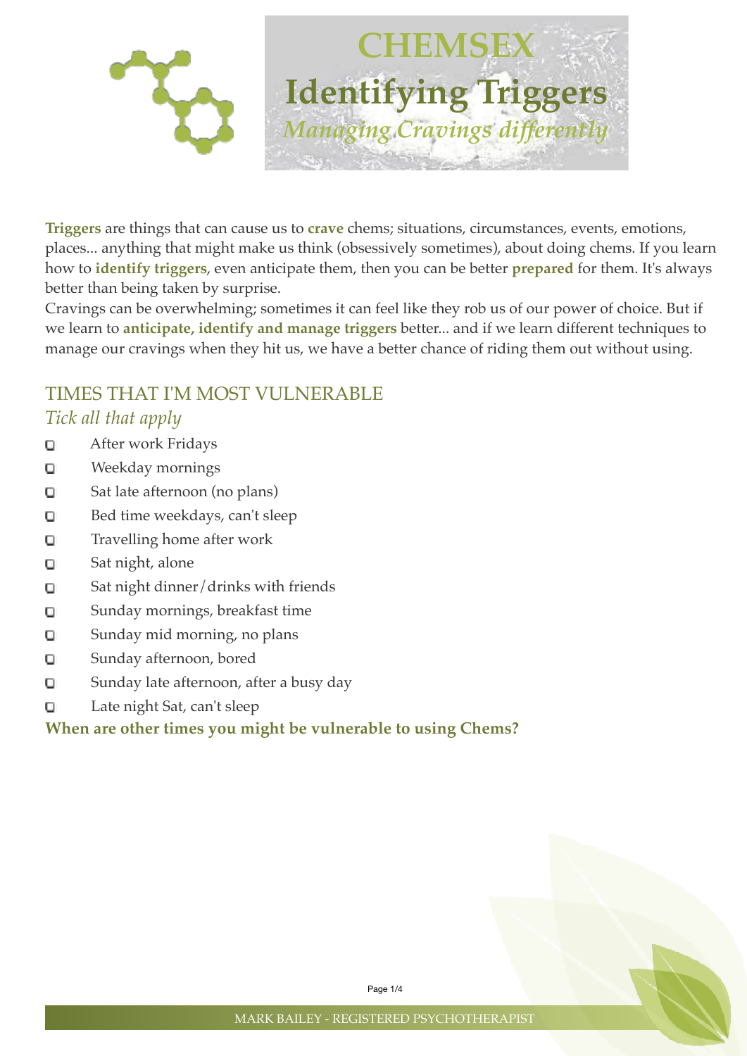# CHEMSEX

# Identifying Triggers

*Managing Cravings differently*

**Triggers** are things that can cause us to **crave** chems; situations, circumstances, events, emotions, places... anything that might make us think (obsessively sometimes), about doing chems. If you learn how to **identify triggers**, even anticipate them, then you can be better **prepared** for them. It's always better than being taken by surprise.

Cravings can be overwhelming; sometimes it can feel like they rob us of our power of choice. But if we learn to **anticipate, identify and manage triggers** better... and if we learn different techniques to manage our cravings when they hit us, we have a better chance of riding them out without using.

## TIMES THAT I'M MOST VULNERABLE

*Tick all that apply*

- [ ] After work Fridays
- [ ] Weekday mornings
- [ ] Sat late afternoon (no plans)
- [ ] Bed time weekdays, can't sleep
- [ ] Travelling home after work
- [ ] Sat night, alone
- [ ] Sat night dinner/drinks with friends
- [ ] Sunday mornings, breakfast time
- [ ] Sunday mid morning, no plans
- [ ] Sunday afternoon, bored
- [ ] Sunday late afternoon, after a busy day
- [ ] Late night Sat, can't sleep

**When are other times you might be vulnerable to using Chems?**

MARK BAILEY - REGISTERED PSYCHOTHERAPIST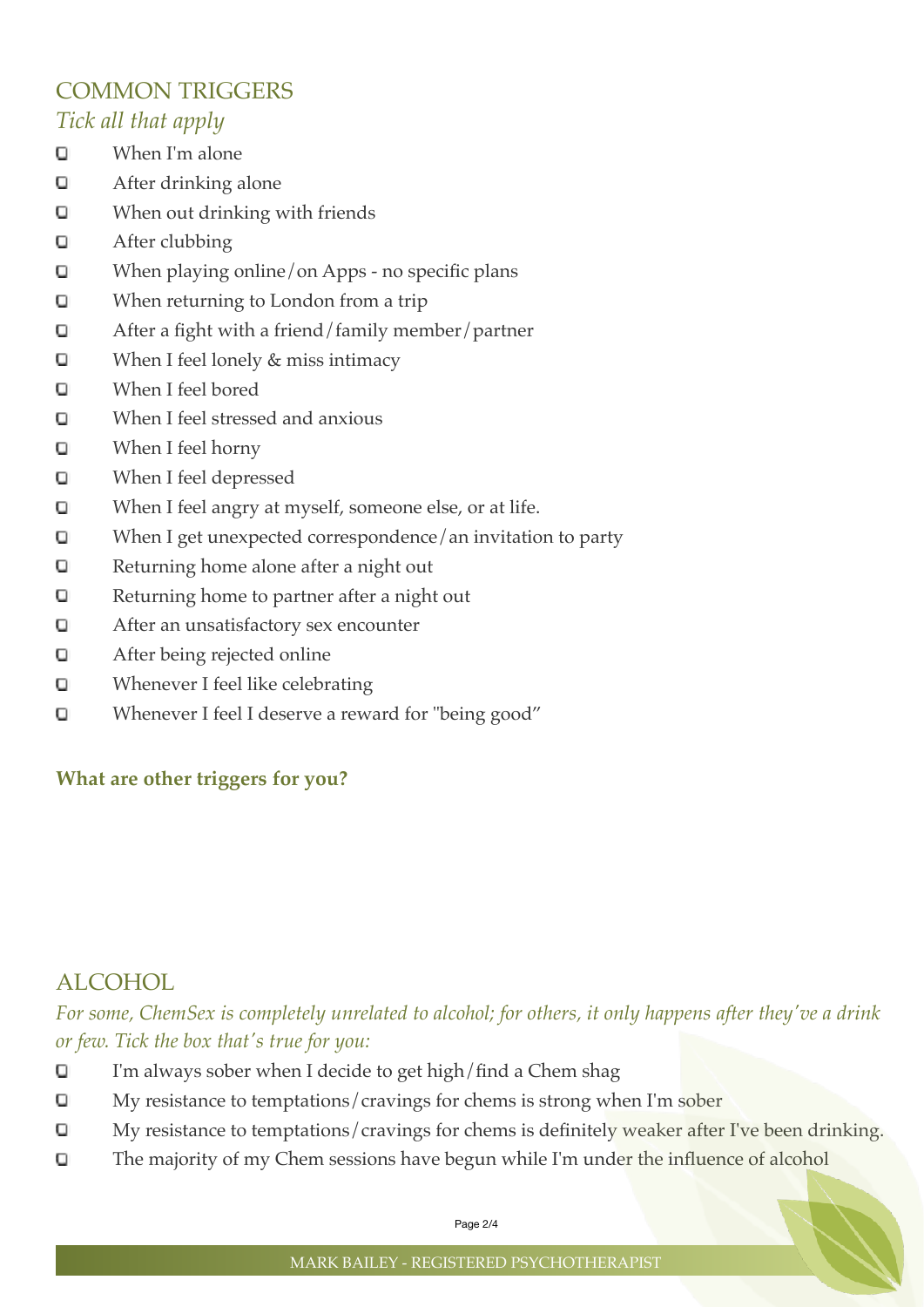## COMMON TRIGGERS

*Tick all that apply*

- [ ] When I'm alone
- [ ] After drinking alone
- [ ] When out drinking with friends
- [ ] After clubbing
- [ ] When playing online/on Apps - no specific plans
- [ ] When returning to London from a trip
- [ ] After a fight with a friend/family member/partner
- [ ] When I feel lonely & miss intimacy
- [ ] When I feel bored
- [ ] When I feel stressed and anxious
- [ ] When I feel horny
- [ ] When I feel depressed
- [ ] When I feel angry at myself, someone else, or at life.
- [ ] When I get unexpected correspondence/an invitation to party
- [ ] Returning home alone after a night out
- [ ] Returning home to partner after a night out
- [ ] After an unsatisfactory sex encounter
- [ ] After being rejected online
- [ ] Whenever I feel like celebrating
- [ ] Whenever I feel I deserve a reward for "being good"

**What are other triggers for you?**

## ALCOHOL

*For some, ChemSex is completely unrelated to alcohol; for others, it only happens after they've a drink or few. Tick the box that's true for you:*

- [ ] I'm always sober when I decide to get high/find a Chem shag
- [ ] My resistance to temptations/cravings for chems is strong when I'm sober
- [ ] My resistance to temptations/cravings for chems is definitely weaker after I've been drinking.
- [ ] The majority of my Chem sessions have begun while I'm under the influence of alcohol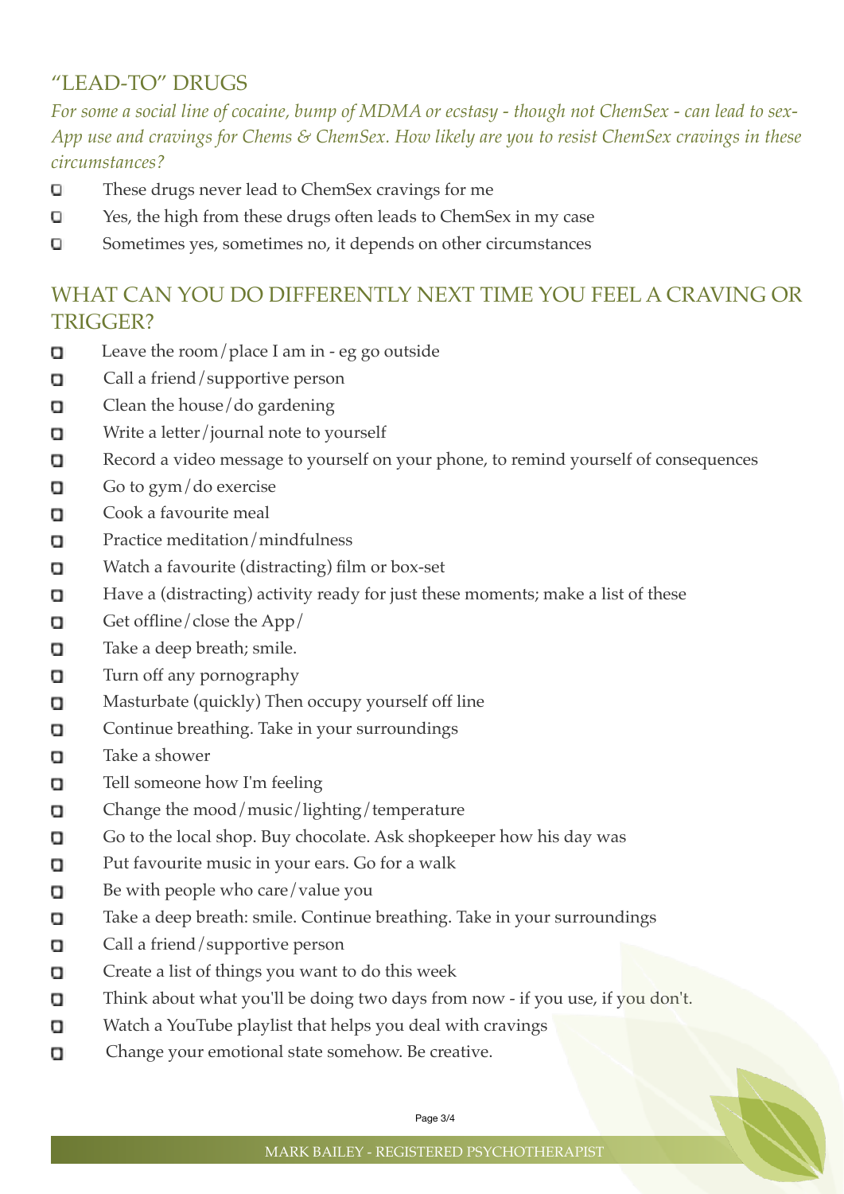## "LEAD-TO" DRUGS

*For some a social line of cocaine, bump of MDMA or ecstasy - though not ChemSex - can lead to sex-App use and cravings for Chems & ChemSex. How likely are you to resist ChemSex cravings in these circumstances?*

- [ ] These drugs never lead to ChemSex cravings for me
- [ ] Yes, the high from these drugs often leads to ChemSex in my case
- [ ] Sometimes yes, sometimes no, it depends on other circumstances

## WHAT CAN YOU DO DIFFERENTLY NEXT TIME YOU FEEL A CRAVING OR TRIGGER?

- [ ] Leave the room/place I am in - eg go outside
- [ ] Call a friend/supportive person
- [ ] Clean the house/do gardening
- [ ] Write a letter/journal note to yourself
- [ ] Record a video message to yourself on your phone, to remind yourself of consequences
- [ ] Go to gym/do exercise
- [ ] Cook a favourite meal
- [ ] Practice meditation/mindfulness
- [ ] Watch a favourite (distracting) film or box-set
- [ ] Have a (distracting) activity ready for just these moments; make a list of these
- [ ] Get offline/close the App/
- [ ] Take a deep breath; smile.
- [ ] Turn off any pornography
- [ ] Masturbate (quickly) Then occupy yourself off line
- [ ] Continue breathing. Take in your surroundings
- [ ] Take a shower
- [ ] Tell someone how I'm feeling
- [ ] Change the mood/music/lighting/temperature
- [ ] Go to the local shop. Buy chocolate. Ask shopkeeper how his day was
- [ ] Put favourite music in your ears. Go for a walk
- [ ] Be with people who care/value you
- [ ] Take a deep breath: smile. Continue breathing. Take in your surroundings
- [ ] Call a friend/supportive person
- [ ] Create a list of things you want to do this week
- [ ] Think about what you'll be doing two days from now - if you use, if you don't.
- [ ] Watch a YouTube playlist that helps you deal with cravings
- [ ] Change your emotional state somehow. Be creative.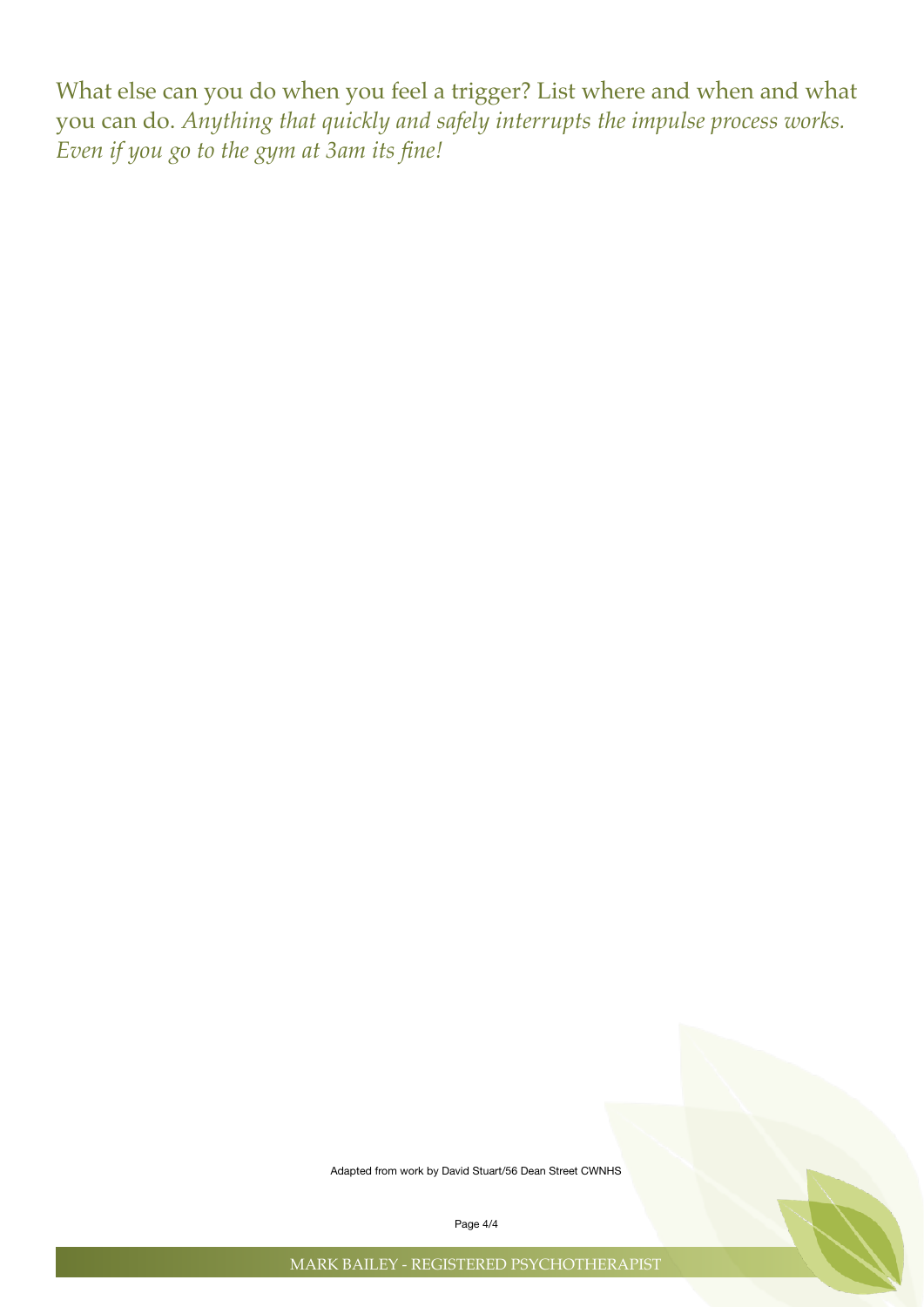What else can you do when you feel a trigger? List where and when and what you can do. *Anything that quickly and safely interrupts the impulse process works. Even if you go to the gym at 3am its fine!*

Adapted from work by David Stuart/56 Dean Street CWNHS